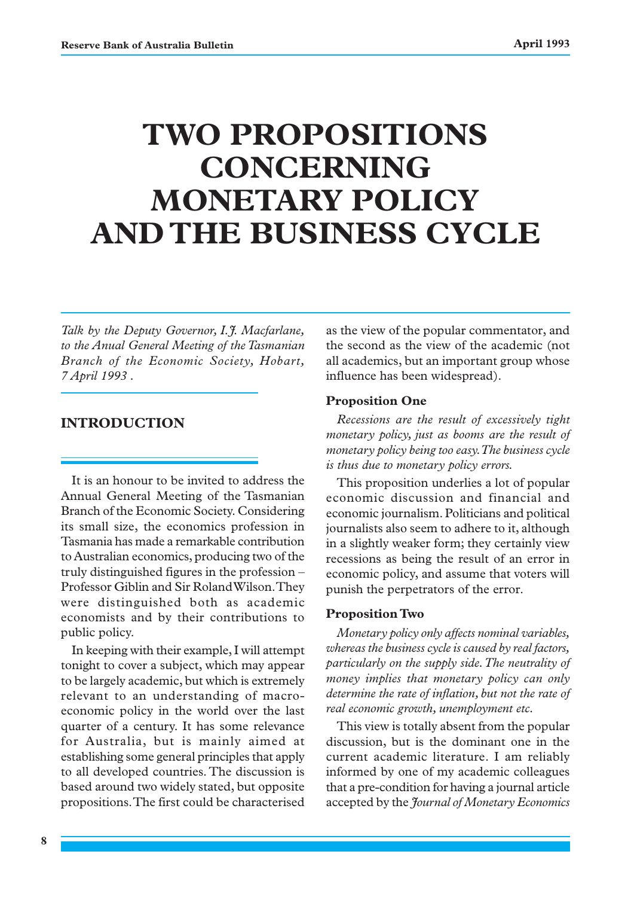# TWO PROPOSITIONS CONCERNING MONETARY POLICY AND THE BUSINESS CYCLE

*Talk by the Deputy Governor, I.J. Macfarlane, to the Anual General Meeting of the Tasmanian Branch of the Economic Society, Hobart, 7 April 1993 .*

## INTRODUCTION

It is an honour to be invited to address the Annual General Meeting of the Tasmanian Branch of the Economic Society. Considering its small size, the economics profession in Tasmania has made a remarkable contribution to Australian economics, producing two of the truly distinguished figures in the profession – Professor Giblin and Sir Roland Wilson. They were distinguished both as academic economists and by their contributions to public policy.

In keeping with their example, I will attempt tonight to cover a subject, which may appear to be largely academic, but which is extremely relevant to an understanding of macro-economic policy in the world over the last quarter of a century. It has some relevance for Australia, but is mainly aimed at establishing some general principles that apply to all developed countries. The discussion is based around two widely stated, but opposite propositions. The first could be characterised as the view of the popular commentator, and the second as the view of the academic (not all academics, but an important group whose influence has been widespread).

### Proposition One

*Recessions are the result of excessively tight monetary policy, just as booms are the result of monetary policy being too easy. The business cycle is thus due to monetary policy errors.*

This proposition underlies a lot of popular economic discussion and financial and economic journalism. Politicians and political journalists also seem to adhere to it, although in a slightly weaker form; they certainly view recessions as being the result of an error in economic policy, and assume that voters will punish the perpetrators of the error.

### Proposition Two

*Monetary policy only affects nominal variables, whereas the business cycle is caused by real factors, particularly on the supply side. The neutrality of money implies that monetary policy can only determine the rate of inflation, but not the rate of real economic growth, unemployment etc.*

This view is totally absent from the popular discussion, but is the dominant one in the current academic literature. I am reliably informed by one of my academic colleagues that a pre-condition for having a journal article accepted by the *Journal of Monetary Economics*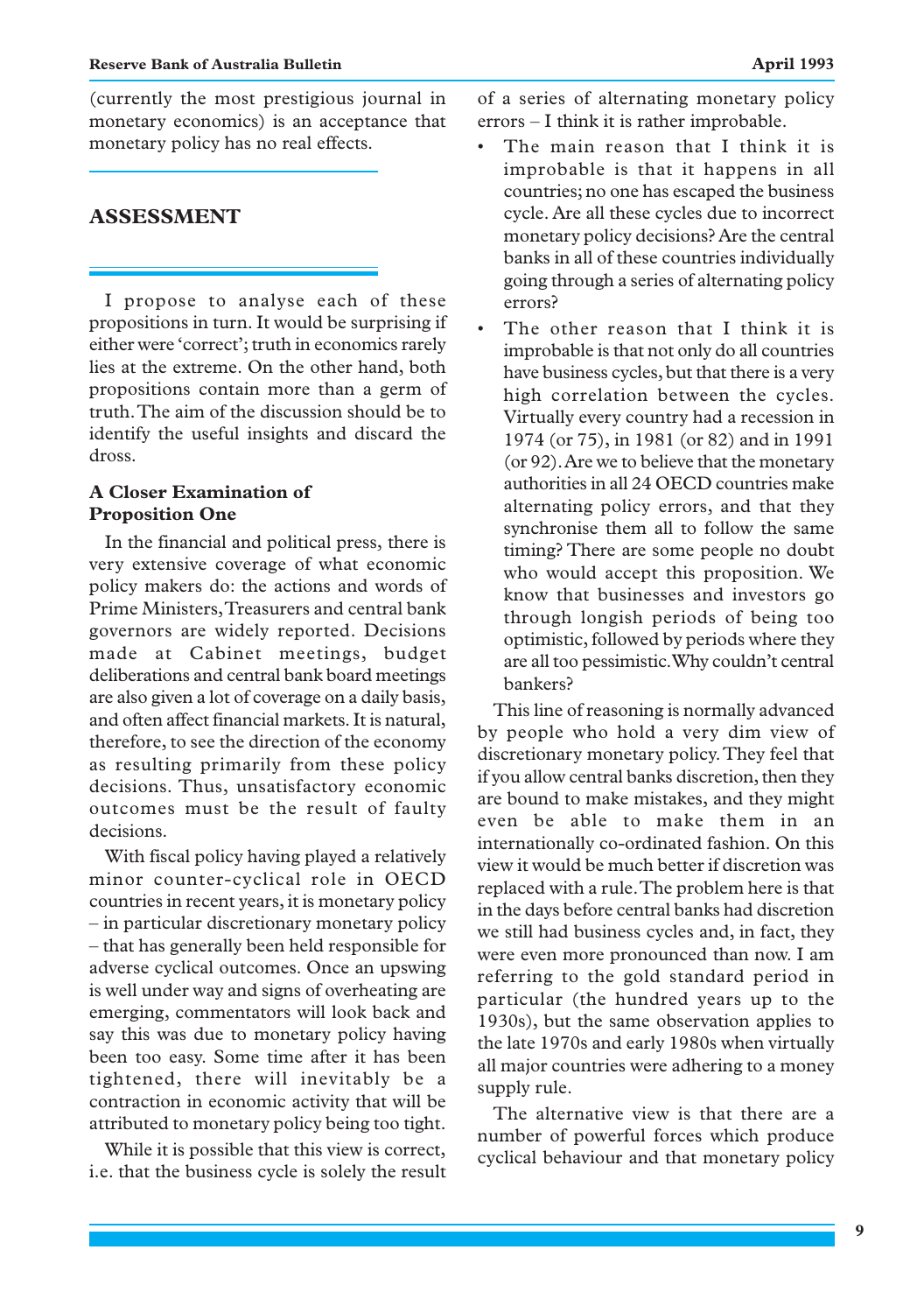(currently the most prestigious journal in monetary economics) is an acceptance that monetary policy has no real effects.

## ASSESSMENT

I propose to analyse each of these propositions in turn. It would be surprising if either were 'correct'; truth in economics rarely lies at the extreme. On the other hand, both propositions contain more than a germ of truth. The aim of the discussion should be to identify the useful insights and discard the dross.

### A Closer Examination of Proposition One

In the financial and political press, there is very extensive coverage of what economic policy makers do: the actions and words of Prime Ministers, Treasurers and central bank governors are widely reported. Decisions made at Cabinet meetings, budget deliberations and central bank board meetings are also given a lot of coverage on a daily basis, and often affect financial markets. It is natural, therefore, to see the direction of the economy as resulting primarily from these policy decisions. Thus, unsatisfactory economic outcomes must be the result of faulty decisions.

With fiscal policy having played a relatively minor counter-cyclical role in OECD countries in recent years, it is monetary policy – in particular discretionary monetary policy – that has generally been held responsible for adverse cyclical outcomes. Once an upswing is well under way and signs of overheating are emerging, commentators will look back and say this was due to monetary policy having been too easy. Some time after it has been tightened, there will inevitably be a contraction in economic activity that will be attributed to monetary policy being too tight.

While it is possible that this view is correct, i.e. that the business cycle is solely the result of a series of alternating monetary policy errors – I think it is rather improbable.

- The main reason that I think it is improbable is that it happens in all countries; no one has escaped the business cycle. Are all these cycles due to incorrect monetary policy decisions? Are the central banks in all of these countries individually going through a series of alternating policy errors?
- The other reason that I think it is improbable is that not only do all countries have business cycles, but that there is a very high correlation between the cycles. Virtually every country had a recession in 1974 (or 75), in 1981 (or 82) and in 1991 (or 92). Are we to believe that the monetary authorities in all 24 OECD countries make alternating policy errors, and that they synchronise them all to follow the same timing? There are some people no doubt who would accept this proposition. We know that businesses and investors go through longish periods of being too optimistic, followed by periods where they are all too pessimistic. Why couldn't central bankers?

This line of reasoning is normally advanced by people who hold a very dim view of discretionary monetary policy. They feel that if you allow central banks discretion, then they are bound to make mistakes, and they might even be able to make them in an internationally co-ordinated fashion. On this view it would be much better if discretion was replaced with a rule. The problem here is that in the days before central banks had discretion we still had business cycles and, in fact, they were even more pronounced than now. I am referring to the gold standard period in particular (the hundred years up to the 1930s), but the same observation applies to the late 1970s and early 1980s when virtually all major countries were adhering to a money supply rule.

The alternative view is that there are a number of powerful forces which produce cyclical behaviour and that monetary policy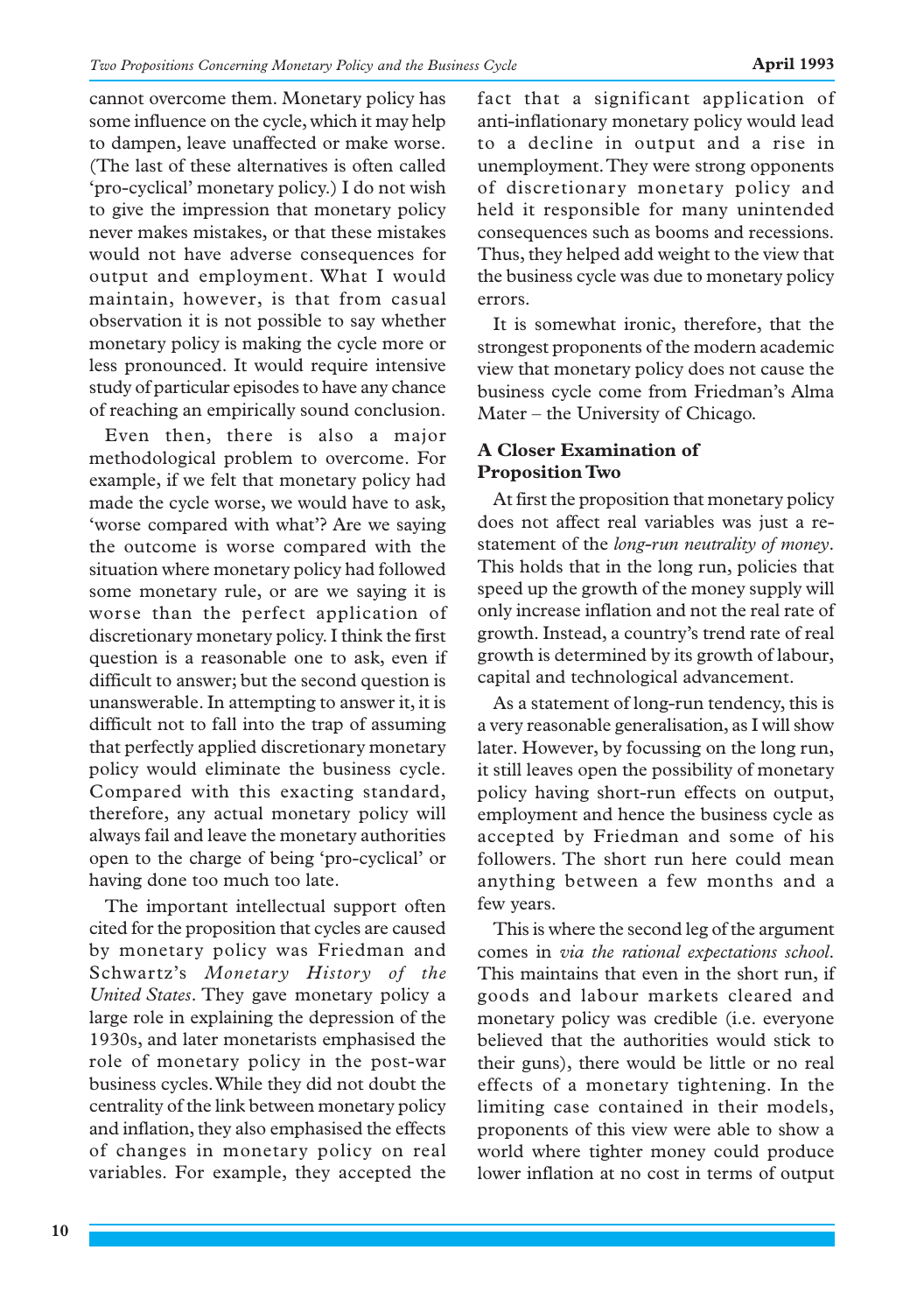cannot overcome them. Monetary policy has some influence on the cycle, which it may help to dampen, leave unaffected or make worse. (The last of these alternatives is often called 'pro-cyclical' monetary policy.) I do not wish to give the impression that monetary policy never makes mistakes, or that these mistakes would not have adverse consequences for output and employment. What I would maintain, however, is that from casual observation it is not possible to say whether monetary policy is making the cycle more or less pronounced. It would require intensive study of particular episodes to have any chance of reaching an empirically sound conclusion.

Even then, there is also a major methodological problem to overcome. For example, if we felt that monetary policy had made the cycle worse, we would have to ask, 'worse compared with what'? Are we saying the outcome is worse compared with the situation where monetary policy had followed some monetary rule, or are we saying it is worse than the perfect application of discretionary monetary policy. I think the first question is a reasonable one to ask, even if difficult to answer; but the second question is unanswerable. In attempting to answer it, it is difficult not to fall into the trap of assuming that perfectly applied discretionary monetary policy would eliminate the business cycle. Compared with this exacting standard, therefore, any actual monetary policy will always fail and leave the monetary authorities open to the charge of being 'pro-cyclical' or having done too much too late.

The important intellectual support often cited for the proposition that cycles are caused by monetary policy was Friedman and Schwartz's *Monetary History of the United States*. They gave monetary policy a large role in explaining the depression of the 1930s, and later monetarists emphasised the role of monetary policy in the post-war business cycles. While they did not doubt the centrality of the link between monetary policy and inflation, they also emphasised the effects of changes in monetary policy on real variables. For example, they accepted the fact that a significant application of anti-inflationary monetary policy would lead to a decline in output and a rise in unemployment. They were strong opponents of discretionary monetary policy and held it responsible for many unintended consequences such as booms and recessions. Thus, they helped add weight to the view that the business cycle was due to monetary policy errors.

It is somewhat ironic, therefore, that the strongest proponents of the modern academic view that monetary policy does not cause the business cycle come from Friedman's Alma Mater – the University of Chicago.

### A Closer Examination of Proposition Two

At first the proposition that monetary policy does not affect real variables was just a re-statement of the *long-run neutrality of money*. This holds that in the long run, policies that speed up the growth of the money supply will only increase inflation and not the real rate of growth. Instead, a country's trend rate of real growth is determined by its growth of labour, capital and technological advancement.

As a statement of long-run tendency, this is a very reasonable generalisation, as I will show later. However, by focussing on the long run, it still leaves open the possibility of monetary policy having short-run effects on output, employment and hence the business cycle as accepted by Friedman and some of his followers. The short run here could mean anything between a few months and a few years.

This is where the second leg of the argument comes in *via the rational expectations school*. This maintains that even in the short run, if goods and labour markets cleared and monetary policy was credible (i.e. everyone believed that the authorities would stick to their guns), there would be little or no real effects of a monetary tightening. In the limiting case contained in their models, proponents of this view were able to show a world where tighter money could produce lower inflation at no cost in terms of output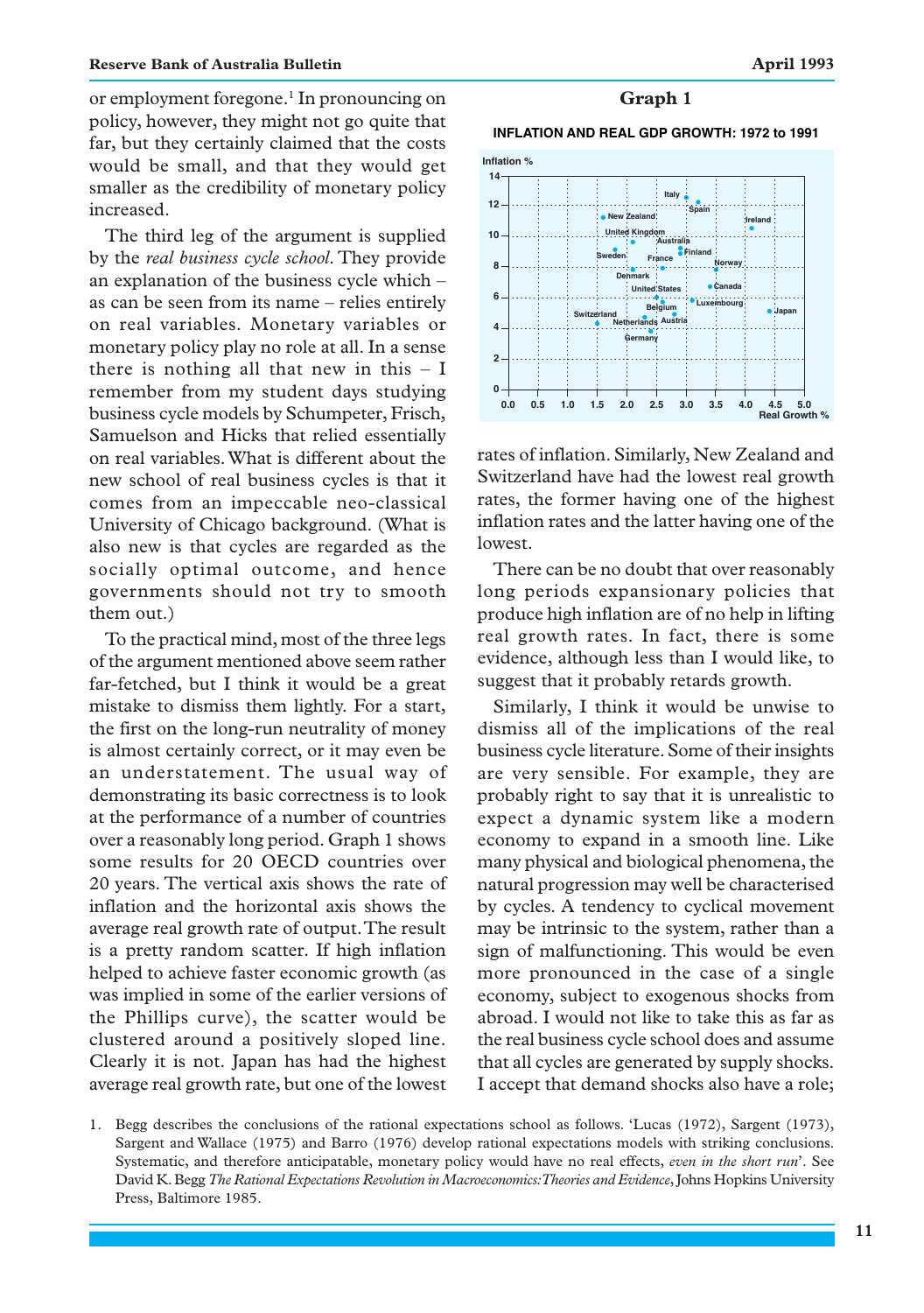or employment foregone.[1] In pronouncing on policy, however, they might not go quite that far, but they certainly claimed that the costs would be small, and that they would get smaller as the credibility of monetary policy increased.

The third leg of the argument is supplied by the *real business cycle school*. They provide an explanation of the business cycle which – as can be seen from its name – relies entirely on real variables. Monetary variables or monetary policy play no role at all. In a sense there is nothing all that new in this – I remember from my student days studying business cycle models by Schumpeter, Frisch, Samuelson and Hicks that relied essentially on real variables. What is different about the new school of real business cycles is that it comes from an impeccable neo-classical University of Chicago background. (What is also new is that cycles are regarded as the socially optimal outcome, and hence governments should not try to smooth them out.)

To the practical mind, most of the three legs of the argument mentioned above seem rather far-fetched, but I think it would be a great mistake to dismiss them lightly. For a start, the first on the long-run neutrality of money is almost certainly correct, or it may even be an understatement. The usual way of demonstrating its basic correctness is to look at the performance of a number of countries over a reasonably long period. Graph 1 shows some results for 20 OECD countries over 20 years. The vertical axis shows the rate of inflation and the horizontal axis shows the average real growth rate of output. The result is a pretty random scatter. If high inflation helped to achieve faster economic growth (as was implied in some of the earlier versions of the Phillips curve), the scatter would be clustered around a positively sloped line. Clearly it is not. Japan has had the highest average real growth rate, but one of the lowest rates of inflation. Similarly, New Zealand and Switzerland have had the lowest real growth rates, the former having one of the highest inflation rates and the latter having one of the lowest.

**Graph 1**

**INFLATION AND REAL GDP GROWTH: 1972 to 1991**

There can be no doubt that over reasonably long periods expansionary policies that produce high inflation are of no help in lifting real growth rates. In fact, there is some evidence, although less than I would like, to suggest that it probably retards growth.

Similarly, I think it would be unwise to dismiss all of the implications of the real business cycle literature. Some of their insights are very sensible. For example, they are probably right to say that it is unrealistic to expect a dynamic system like a modern economy to expand in a smooth line. Like many physical and biological phenomena, the natural progression may well be characterised by cycles. A tendency to cyclical movement may be intrinsic to the system, rather than a sign of malfunctioning. This would be even more pronounced in the case of a single economy, subject to exogenous shocks from abroad. I would not like to take this as far as the real business cycle school does and assume that all cycles are generated by supply shocks. I accept that demand shocks also have a role;

1. Begg describes the conclusions of the rational expectations school as follows. 'Lucas (1972), Sargent (1973), Sargent and Wallace (1975) and Barro (1976) develop rational expectations models with striking conclusions. Systematic, and therefore anticipatable, monetary policy would have no real effects, *even in the short run*'. See David K. Begg *The Rational Expectations Revolution in Macroeconomics: Theories and Evidence*, Johns Hopkins University Press, Baltimore 1985.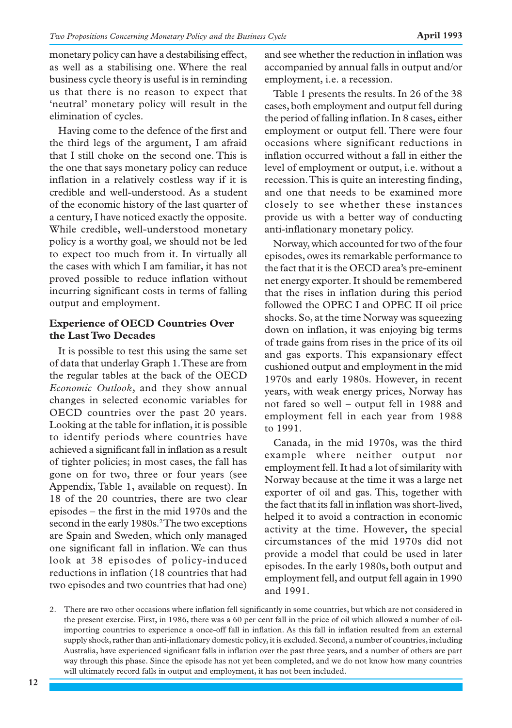monetary policy can have a destabilising effect, as well as a stabilising one. Where the real business cycle theory is useful is in reminding us that there is no reason to expect that 'neutral' monetary policy will result in the elimination of cycles.

Having come to the defence of the first and the third legs of the argument, I am afraid that I still choke on the second one. This is the one that says monetary policy can reduce inflation in a relatively costless way if it is credible and well-understood. As a student of the economic history of the last quarter of a century, I have noticed exactly the opposite. While credible, well-understood monetary policy is a worthy goal, we should not be led to expect too much from it. In virtually all the cases with which I am familiar, it has not proved possible to reduce inflation without incurring significant costs in terms of falling output and employment.

### Experience of OECD Countries Over the Last Two Decades

It is possible to test this using the same set of data that underlay Graph 1. These are from the regular tables at the back of the OECD *Economic Outlook*, and they show annual changes in selected economic variables for OECD countries over the past 20 years. Looking at the table for inflation, it is possible to identify periods where countries have achieved a significant fall in inflation as a result of tighter policies; in most cases, the fall has gone on for two, three or four years (see Appendix, Table 1, available on request). In 18 of the 20 countries, there are two clear episodes – the first in the mid 1970s and the second in the early 1980s.[2] The two exceptions are Spain and Sweden, which only managed one significant fall in inflation. We can thus look at 38 episodes of policy-induced reductions in inflation (18 countries that had two episodes and two countries that had one) and see whether the reduction in inflation was accompanied by annual falls in output and/or employment, i.e. a recession.

Table 1 presents the results. In 26 of the 38 cases, both employment and output fell during the period of falling inflation. In 8 cases, either employment or output fell. There were four occasions where significant reductions in inflation occurred without a fall in either the level of employment or output, i.e. without a recession. This is quite an interesting finding, and one that needs to be examined more closely to see whether these instances provide us with a better way of conducting anti-inflationary monetary policy.

Norway, which accounted for two of the four episodes, owes its remarkable performance to the fact that it is the OECD area's pre-eminent net energy exporter. It should be remembered that the rises in inflation during this period followed the OPEC I and OPEC II oil price shocks. So, at the time Norway was squeezing down on inflation, it was enjoying big terms of trade gains from rises in the price of its oil and gas exports. This expansionary effect cushioned output and employment in the mid 1970s and early 1980s. However, in recent years, with weak energy prices, Norway has not fared so well – output fell in 1988 and employment fell in each year from 1988 to 1991.

Canada, in the mid 1970s, was the third example where neither output nor employment fell. It had a lot of similarity with Norway because at the time it was a large net exporter of oil and gas. This, together with the fact that its fall in inflation was short-lived, helped it to avoid a contraction in economic activity at the time. However, the special circumstances of the mid 1970s did not provide a model that could be used in later episodes. In the early 1980s, both output and employment fell, and output fell again in 1990 and 1991.

2. There are two other occasions where inflation fell significantly in some countries, but which are not considered in the present exercise. First, in 1986, there was a 60 per cent fall in the price of oil which allowed a number of oil-importing countries to experience a once-off fall in inflation. As this fall in inflation resulted from an external supply shock, rather than anti-inflationary domestic policy, it is excluded. Second, a number of countries, including Australia, have experienced significant falls in inflation over the past three years, and a number of others are part way through this phase. Since the episode has not yet been completed, and we do not know how many countries will ultimately record falls in output and employment, it has not been included.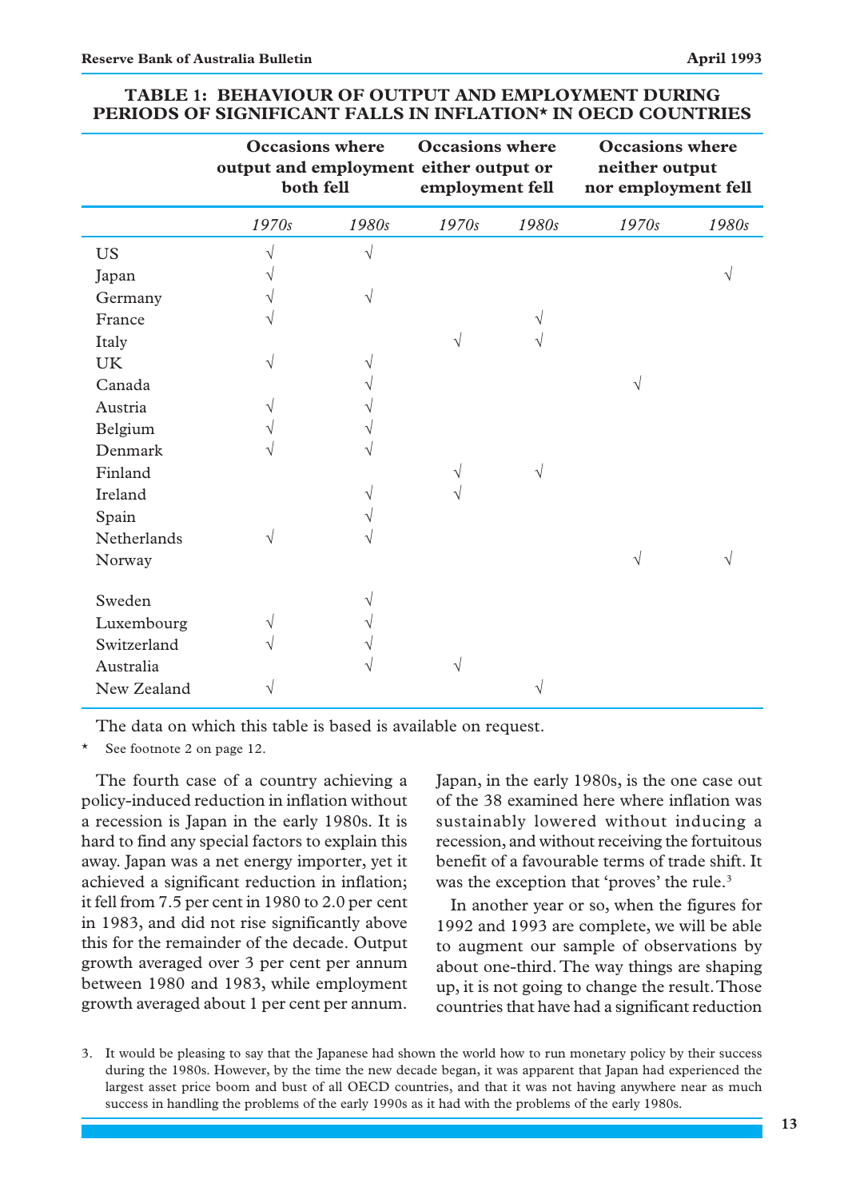**TABLE 1: BEHAVIOUR OF OUTPUT AND EMPLOYMENT DURING PERIODS OF SIGNIFICANT FALLS IN INFLATION\* IN OECD COUNTRIES**

| | Occasions where output and employment both fell | | Occasions where either output or employment fell | | Occasions where neither output nor employment fell | |
|---|---|---|---|---|---|---|
| | *1970s* | *1980s* | *1970s* | *1980s* | *1970s* | *1980s* |
| US | √ | √ | | | | |
| Japan | √ | | | | | √ |
| Germany | √ | √ | | | | |
| France | √ | | | √ | | |
| Italy | | | √ | √ | | |
| UK | √ | √ | | | | |
| Canada | | √ | | | √ | |
| Austria | √ | √ | | | | |
| Belgium | √ | √ | | | | |
| Denmark | √ | √ | | | | |
| Finland | | | √ | √ | | |
| Ireland | | √ | √ | | | |
| Spain | | √ | | | | |
| Netherlands | √ | √ | | | | |
| Norway | | | | | √ | √ |
| Sweden | | √ | | | | |
| Luxembourg | √ | √ | | | | |
| Switzerland | √ | √ | | | | |
| Australia | | √ | √ | | | |
| New Zealand | √ | | | √ | | |

The data on which this table is based is available on request.

\* See footnote 2 on page 12.

The fourth case of a country achieving a policy-induced reduction in inflation without a recession is Japan in the early 1980s. It is hard to find any special factors to explain this away. Japan was a net energy importer, yet it achieved a significant reduction in inflation; it fell from 7.5 per cent in 1980 to 2.0 per cent in 1983, and did not rise significantly above this for the remainder of the decade. Output growth averaged over 3 per cent per annum between 1980 and 1983, while employment growth averaged about 1 per cent per annum. Japan, in the early 1980s, is the one case out of the 38 examined here where inflation was sustainably lowered without inducing a recession, and without receiving the fortuitous benefit of a favourable terms of trade shift. It was the exception that 'proves' the rule.[3]

In another year or so, when the figures for 1992 and 1993 are complete, we will be able to augment our sample of observations by about one-third. The way things are shaping up, it is not going to change the result. Those countries that have had a significant reduction

3. It would be pleasing to say that the Japanese had shown the world how to run monetary policy by their success during the 1980s. However, by the time the new decade began, it was apparent that Japan had experienced the largest asset price boom and bust of all OECD countries, and that it was not having anywhere near as much success in handling the problems of the early 1990s as it had with the problems of the early 1980s.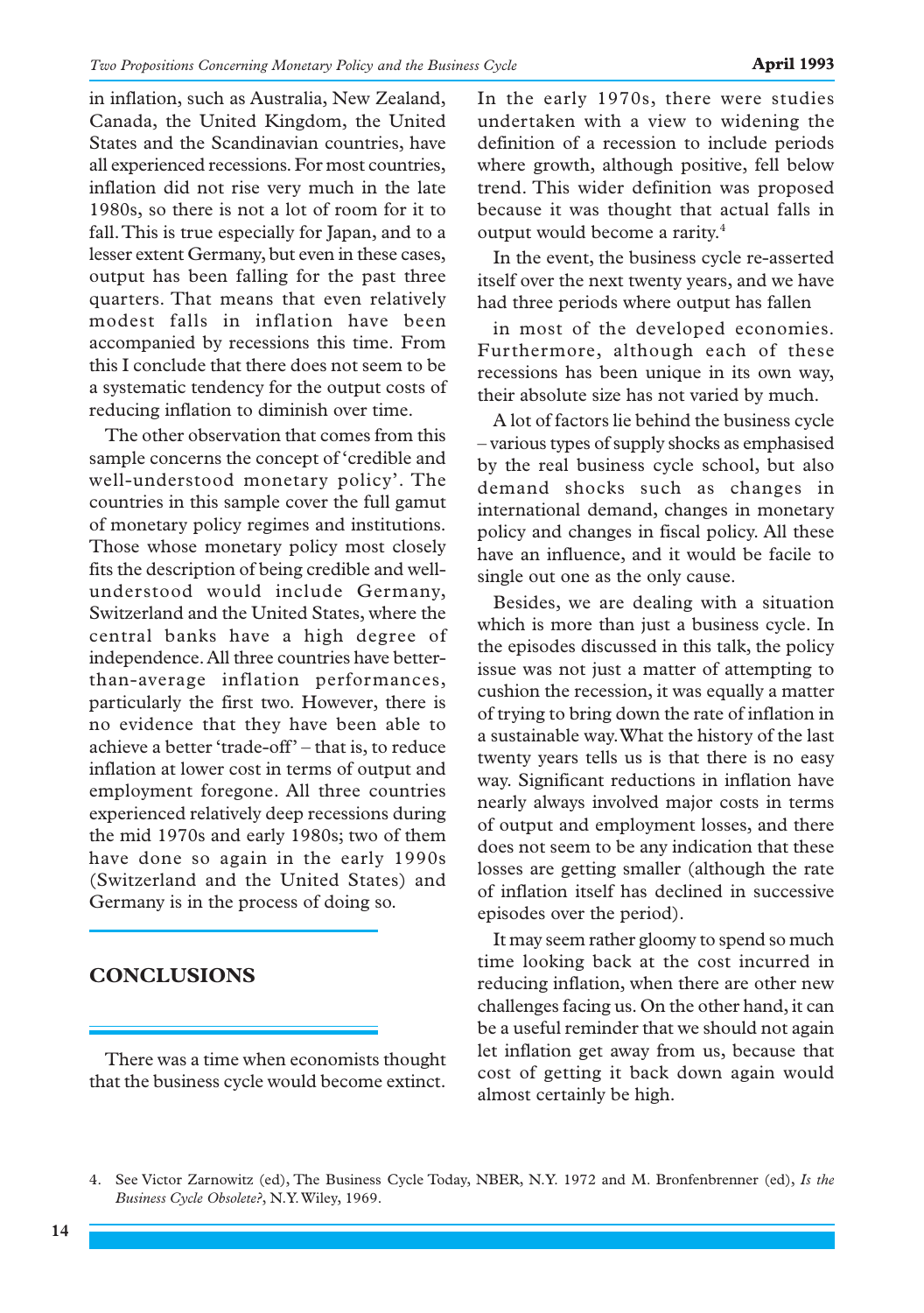in inflation, such as Australia, New Zealand, Canada, the United Kingdom, the United States and the Scandinavian countries, have all experienced recessions. For most countries, inflation did not rise very much in the late 1980s, so there is not a lot of room for it to fall. This is true especially for Japan, and to a lesser extent Germany, but even in these cases, output has been falling for the past three quarters. That means that even relatively modest falls in inflation have been accompanied by recessions this time. From this I conclude that there does not seem to be a systematic tendency for the output costs of reducing inflation to diminish over time.

The other observation that comes from this sample concerns the concept of 'credible and well-understood monetary policy'. The countries in this sample cover the full gamut of monetary policy regimes and institutions. Those whose monetary policy most closely fits the description of being credible and well-understood would include Germany, Switzerland and the United States, where the central banks have a high degree of independence. All three countries have better-than-average inflation performances, particularly the first two. However, there is no evidence that they have been able to achieve a better 'trade-off' – that is, to reduce inflation at lower cost in terms of output and employment foregone. All three countries experienced relatively deep recessions during the mid 1970s and early 1980s; two of them have done so again in the early 1990s (Switzerland and the United States) and Germany is in the process of doing so.

## CONCLUSIONS

There was a time when economists thought that the business cycle would become extinct. In the early 1970s, there were studies undertaken with a view to widening the definition of a recession to include periods where growth, although positive, fell below trend. This wider definition was proposed because it was thought that actual falls in output would become a rarity.[4]

In the event, the business cycle re-asserted itself over the next twenty years, and we have had three periods where output has fallen in most of the developed economies. Furthermore, although each of these recessions has been unique in its own way, their absolute size has not varied by much.

A lot of factors lie behind the business cycle – various types of supply shocks as emphasised by the real business cycle school, but also demand shocks such as changes in international demand, changes in monetary policy and changes in fiscal policy. All these have an influence, and it would be facile to single out one as the only cause.

Besides, we are dealing with a situation which is more than just a business cycle. In the episodes discussed in this talk, the policy issue was not just a matter of attempting to cushion the recession, it was equally a matter of trying to bring down the rate of inflation in a sustainable way. What the history of the last twenty years tells us is that there is no easy way. Significant reductions in inflation have nearly always involved major costs in terms of output and employment losses, and there does not seem to be any indication that these losses are getting smaller (although the rate of inflation itself has declined in successive episodes over the period).

It may seem rather gloomy to spend so much time looking back at the cost incurred in reducing inflation, when there are other new challenges facing us. On the other hand, it can be a useful reminder that we should not again let inflation get away from us, because that cost of getting it back down again would almost certainly be high.

4. See Victor Zarnowitz (ed), The Business Cycle Today, NBER, N.Y. 1972 and M. Bronfenbrenner (ed), *Is the Business Cycle Obsolete?*, N.Y. Wiley, 1969.